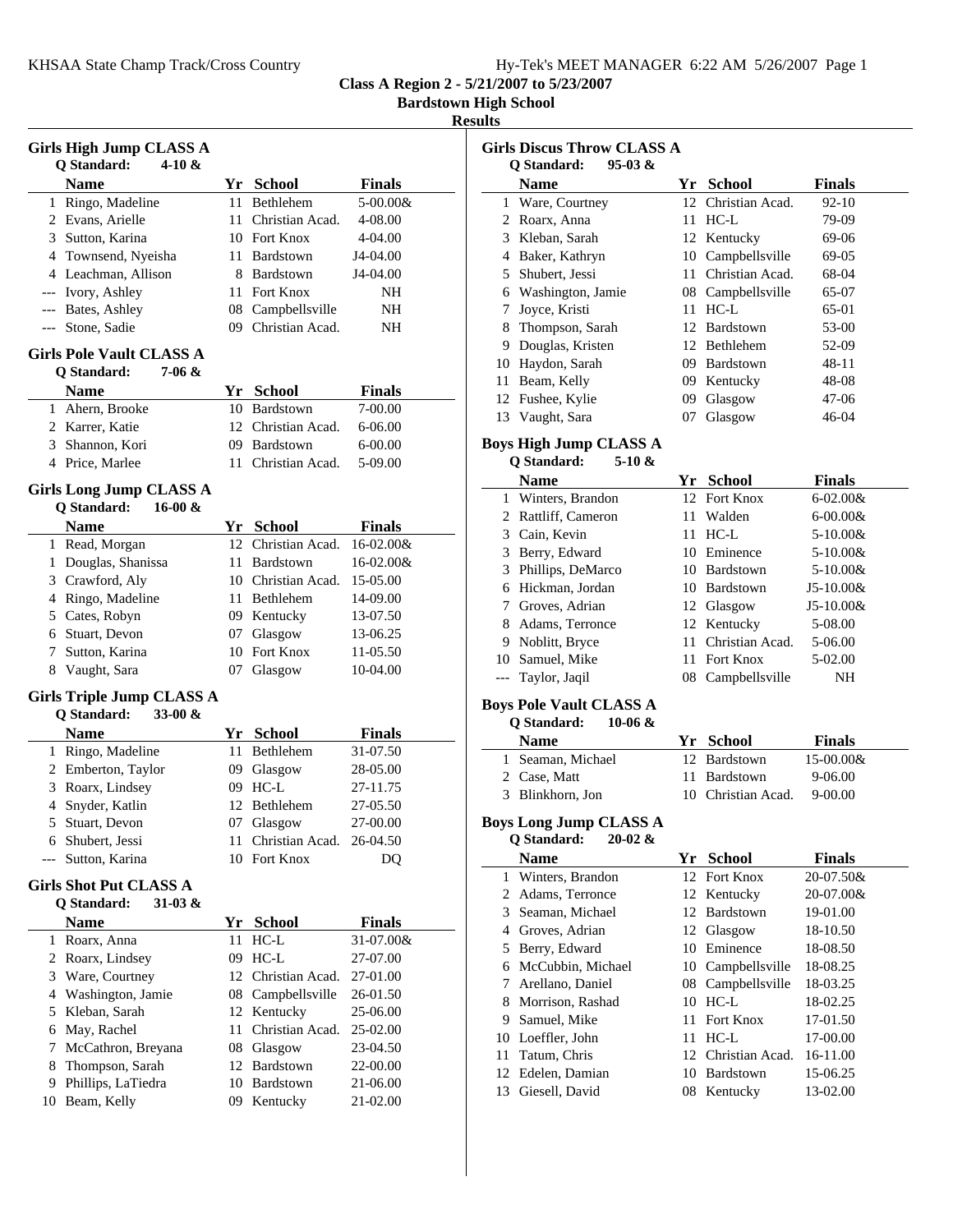**Class A Region 2 - 5/21/2007 to 5/23/2007**

**Bardstown High School**

**Results**

### Girls High Jump CLASS A

Q Standard: 4-10 &

| | Name | Yr | School | Finals |
|---|---|---|---|---|
| 1 | Ringo, Madeline | 11 | Bethlehem | 5-00.00& |
| 2 | Evans, Arielle | 11 | Christian Acad. | 4-08.00 |
| 3 | Sutton, Karina | 10 | Fort Knox | 4-04.00 |
| 4 | Townsend, Nyeisha | 11 | Bardstown | J4-04.00 |
| 4 | Leachman, Allison | 8 | Bardstown | J4-04.00 |
| --- | Ivory, Ashley | 11 | Fort Knox | NH |
| --- | Bates, Ashley | 08 | Campbellsville | NH |
| --- | Stone, Sadie | 09 | Christian Acad. | NH |

### Girls Pole Vault CLASS A

Q Standard: 7-06 &

| | Name | Yr | School | Finals |
|---|---|---|---|---|
| 1 | Ahern, Brooke | 10 | Bardstown | 7-00.00 |
| 2 | Karrer, Katie | 12 | Christian Acad. | 6-06.00 |
| 3 | Shannon, Kori | 09 | Bardstown | 6-00.00 |
| 4 | Price, Marlee | 11 | Christian Acad. | 5-09.00 |

### Girls Long Jump CLASS A

Q Standard: 16-00 &

| | Name | Yr | School | Finals |
|---|---|---|---|---|
| 1 | Read, Morgan | 12 | Christian Acad. | 16-02.00& |
| 1 | Douglas, Shanissa | 11 | Bardstown | 16-02.00& |
| 3 | Crawford, Aly | 10 | Christian Acad. | 15-05.00 |
| 4 | Ringo, Madeline | 11 | Bethlehem | 14-09.00 |
| 5 | Cates, Robyn | 09 | Kentucky | 13-07.50 |
| 6 | Stuart, Devon | 07 | Glasgow | 13-06.25 |
| 7 | Sutton, Karina | 10 | Fort Knox | 11-05.50 |
| 8 | Vaught, Sara | 07 | Glasgow | 10-04.00 |

### Girls Triple Jump CLASS A

Q Standard: 33-00 &

| | Name | Yr | School | Finals |
|---|---|---|---|---|
| 1 | Ringo, Madeline | 11 | Bethlehem | 31-07.50 |
| 2 | Emberton, Taylor | 09 | Glasgow | 28-05.00 |
| 3 | Roarx, Lindsey | 09 | HC-L | 27-11.75 |
| 4 | Snyder, Katlin | 12 | Bethlehem | 27-05.50 |
| 5 | Stuart, Devon | 07 | Glasgow | 27-00.00 |
| 6 | Shubert, Jessi | 11 | Christian Acad. | 26-04.50 |
| --- | Sutton, Karina | 10 | Fort Knox | DQ |

### Girls Shot Put CLASS A

Q Standard: 31-03 &

| | Name | Yr | School | Finals |
|---|---|---|---|---|
| 1 | Roarx, Anna | 11 | HC-L | 31-07.00& |
| 2 | Roarx, Lindsey | 09 | HC-L | 27-07.00 |
| 3 | Ware, Courtney | 12 | Christian Acad. | 27-01.00 |
| 4 | Washington, Jamie | 08 | Campbellsville | 26-01.50 |
| 5 | Kleban, Sarah | 12 | Kentucky | 25-06.00 |
| 6 | May, Rachel | 11 | Christian Acad. | 25-02.00 |
| 7 | McCathron, Breyana | 08 | Glasgow | 23-04.50 |
| 8 | Thompson, Sarah | 12 | Bardstown | 22-00.00 |
| 9 | Phillips, LaTiedra | 10 | Bardstown | 21-06.00 |
| 10 | Beam, Kelly | 09 | Kentucky | 21-02.00 |

### Girls Discus Throw CLASS A

Q Standard: 95-03 &

| | Name | Yr | School | Finals |
|---|---|---|---|---|
| 1 | Ware, Courtney | 12 | Christian Acad. | 92-10 |
| 2 | Roarx, Anna | 11 | HC-L | 79-09 |
| 3 | Kleban, Sarah | 12 | Kentucky | 69-06 |
| 4 | Baker, Kathryn | 10 | Campbellsville | 69-05 |
| 5 | Shubert, Jessi | 11 | Christian Acad. | 68-04 |
| 6 | Washington, Jamie | 08 | Campbellsville | 65-07 |
| 7 | Joyce, Kristi | 11 | HC-L | 65-01 |
| 8 | Thompson, Sarah | 12 | Bardstown | 53-00 |
| 9 | Douglas, Kristen | 12 | Bethlehem | 52-09 |
| 10 | Haydon, Sarah | 09 | Bardstown | 48-11 |
| 11 | Beam, Kelly | 09 | Kentucky | 48-08 |
| 12 | Fushee, Kylie | 09 | Glasgow | 47-06 |
| 13 | Vaught, Sara | 07 | Glasgow | 46-04 |

### Boys High Jump CLASS A

Q Standard: 5-10 &

| | Name | Yr | School | Finals |
|---|---|---|---|---|
| 1 | Winters, Brandon | 12 | Fort Knox | 6-02.00& |
| 2 | Rattliff, Cameron | 11 | Walden | 6-00.00& |
| 3 | Cain, Kevin | 11 | HC-L | 5-10.00& |
| 3 | Berry, Edward | 10 | Eminence | 5-10.00& |
| 3 | Phillips, DeMarco | 10 | Bardstown | 5-10.00& |
| 6 | Hickman, Jordan | 10 | Bardstown | J5-10.00& |
| 7 | Groves, Adrian | 12 | Glasgow | J5-10.00& |
| 8 | Adams, Terronce | 12 | Kentucky | 5-08.00 |
| 9 | Noblitt, Bryce | 11 | Christian Acad. | 5-06.00 |
| 10 | Samuel, Mike | 11 | Fort Knox | 5-02.00 |
| --- | Taylor, Jaqil | 08 | Campbellsville | NH |

### Boys Pole Vault CLASS A

Q Standard: 10-06 &

| | Name | Yr | School | Finals |
|---|---|---|---|---|
| 1 | Seaman, Michael | 12 | Bardstown | 15-00.00& |
| 2 | Case, Matt | 11 | Bardstown | 9-06.00 |
| 3 | Blinkhorn, Jon | 10 | Christian Acad. | 9-00.00 |

### Boys Long Jump CLASS A

Q Standard: 20-02 &

| | Name | Yr | School | Finals |
|---|---|---|---|---|
| 1 | Winters, Brandon | 12 | Fort Knox | 20-07.50& |
| 2 | Adams, Terronce | 12 | Kentucky | 20-07.00& |
| 3 | Seaman, Michael | 12 | Bardstown | 19-01.00 |
| 4 | Groves, Adrian | 12 | Glasgow | 18-10.50 |
| 5 | Berry, Edward | 10 | Eminence | 18-08.50 |
| 6 | McCubbin, Michael | 10 | Campbellsville | 18-08.25 |
| 7 | Arellano, Daniel | 08 | Campbellsville | 18-03.25 |
| 8 | Morrison, Rashad | 10 | HC-L | 18-02.25 |
| 9 | Samuel, Mike | 11 | Fort Knox | 17-01.50 |
| 10 | Loeffler, John | 11 | HC-L | 17-00.00 |
| 11 | Tatum, Chris | 12 | Christian Acad. | 16-11.00 |
| 12 | Edelen, Damian | 10 | Bardstown | 15-06.25 |
| 13 | Giesell, David | 08 | Kentucky | 13-02.00 |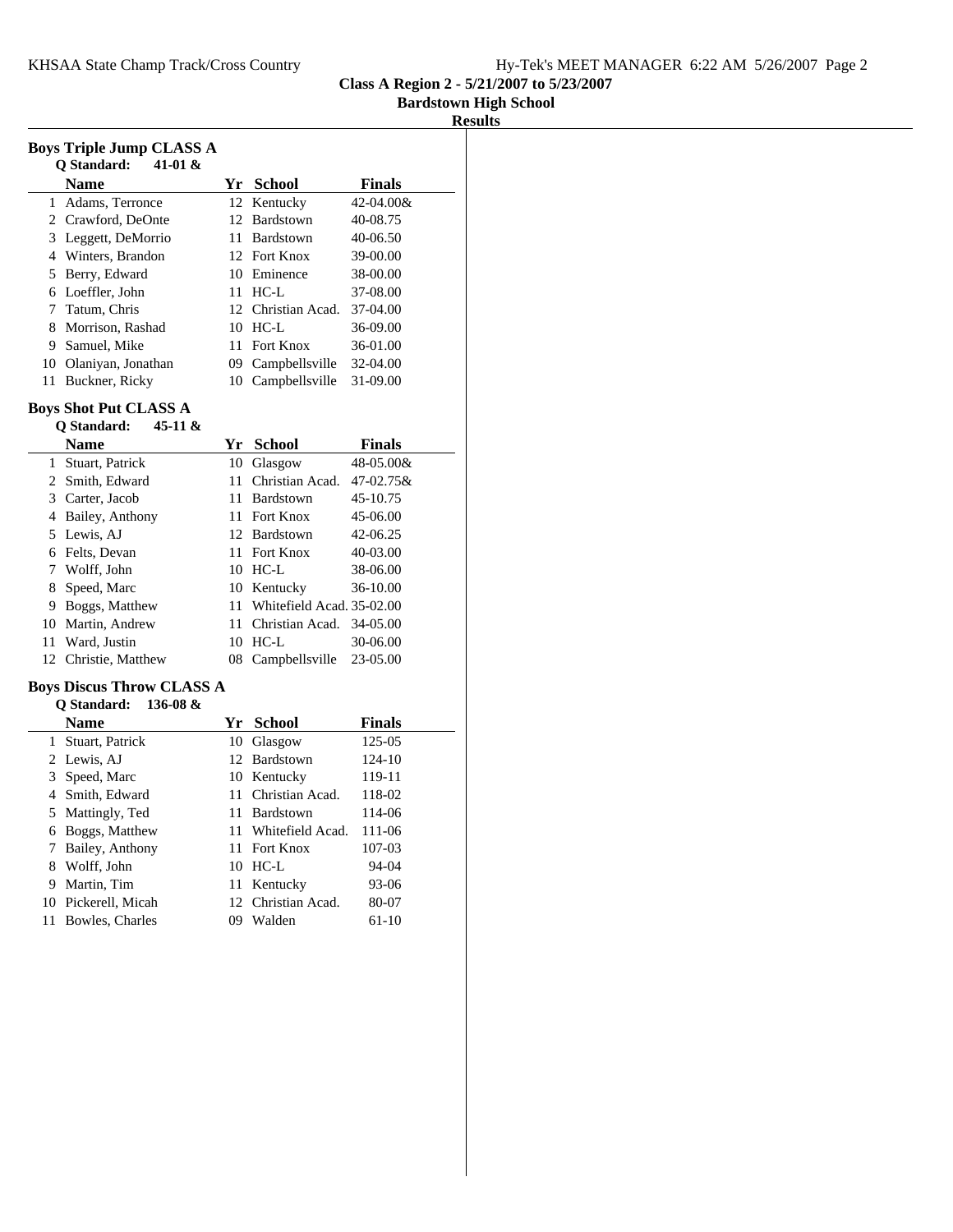**Class A Region 2 - 5/21/2007 to 5/23/2007**

**Bardstown High School**

**Results**

### Boys Triple Jump CLASS A

**Q Standard: 41-01 &**

| | Name | Yr | School | Finals |
|---|---|---|---|---|
| 1 | Adams, Terronce | 12 | Kentucky | 42-04.00& |
| 2 | Crawford, DeOnte | 12 | Bardstown | 40-08.75 |
| 3 | Leggett, DeMorrio | 11 | Bardstown | 40-06.50 |
| 4 | Winters, Brandon | 12 | Fort Knox | 39-00.00 |
| 5 | Berry, Edward | 10 | Eminence | 38-00.00 |
| 6 | Loeffler, John | 11 | HC-L | 37-08.00 |
| 7 | Tatum, Chris | 12 | Christian Acad. | 37-04.00 |
| 8 | Morrison, Rashad | 10 | HC-L | 36-09.00 |
| 9 | Samuel, Mike | 11 | Fort Knox | 36-01.00 |
| 10 | Olaniyan, Jonathan | 09 | Campbellsville | 32-04.00 |
| 11 | Buckner, Ricky | 10 | Campbellsville | 31-09.00 |

### Boys Shot Put CLASS A

**Q Standard: 45-11 &**

| | Name | Yr | School | Finals |
|---|---|---|---|---|
| 1 | Stuart, Patrick | 10 | Glasgow | 48-05.00& |
| 2 | Smith, Edward | 11 | Christian Acad. | 47-02.75& |
| 3 | Carter, Jacob | 11 | Bardstown | 45-10.75 |
| 4 | Bailey, Anthony | 11 | Fort Knox | 45-06.00 |
| 5 | Lewis, AJ | 12 | Bardstown | 42-06.25 |
| 6 | Felts, Devan | 11 | Fort Knox | 40-03.00 |
| 7 | Wolff, John | 10 | HC-L | 38-06.00 |
| 8 | Speed, Marc | 10 | Kentucky | 36-10.00 |
| 9 | Boggs, Matthew | 11 | Whitefield Acad. | 35-02.00 |
| 10 | Martin, Andrew | 11 | Christian Acad. | 34-05.00 |
| 11 | Ward, Justin | 10 | HC-L | 30-06.00 |
| 12 | Christie, Matthew | 08 | Campbellsville | 23-05.00 |

### Boys Discus Throw CLASS A

**Q Standard: 136-08 &**

| | Name | Yr | School | Finals |
|---|---|---|---|---|
| 1 | Stuart, Patrick | 10 | Glasgow | 125-05 |
| 2 | Lewis, AJ | 12 | Bardstown | 124-10 |
| 3 | Speed, Marc | 10 | Kentucky | 119-11 |
| 4 | Smith, Edward | 11 | Christian Acad. | 118-02 |
| 5 | Mattingly, Ted | 11 | Bardstown | 114-06 |
| 6 | Boggs, Matthew | 11 | Whitefield Acad. | 111-06 |
| 7 | Bailey, Anthony | 11 | Fort Knox | 107-03 |
| 8 | Wolff, John | 10 | HC-L | 94-04 |
| 9 | Martin, Tim | 11 | Kentucky | 93-06 |
| 10 | Pickerell, Micah | 12 | Christian Acad. | 80-07 |
| 11 | Bowles, Charles | 09 | Walden | 61-10 |